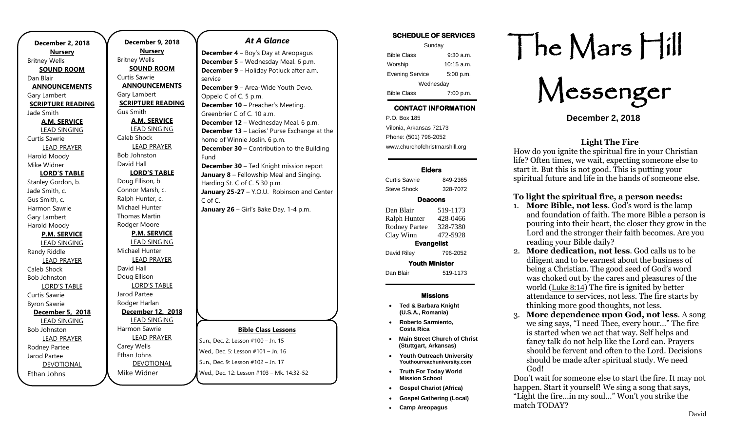**December 2, 2018**

**Nursery**
Britney Wells

**SOUND ROOM**
Dan Blair

**ANNOUNCEMENTS**
Gary Lambert

**SCRIPTURE READING**
Jade Smith

**A.M. SERVICE**

LEAD SINGING
Curtis Sawrie

LEAD PRAYER
Harold Moody
Mike Widner

**LORD'S TABLE**
Stanley Gordon, b.
Jade Smith, c.
Gus Smith, c.
Harmon Sawrie
Gary Lambert
Harold Moody

**P.M. SERVICE**

LEAD SINGING
Randy Riddle

LEAD PRAYER
Caleb Shock
Bob Johnston

LORD'S TABLE
Curtis Sawrie
Byron Sawrie

**December 5, 2018**

LEAD SINGING
Bob Johnston

LEAD PRAYER
Rodney Partee
Jarod Partee

DEVOTIONAL
Ethan Johns

**December 9, 2018**

**Nursery**
Britney Wells

**SOUND ROOM**
Curtis Sawrie

**ANNOUNCEMENTS**
Gary Lambert

**SCRIPTURE READING**
Gus Smith

**A.M. SERVICE**

LEAD SINGING
Caleb Shock

LEAD PRAYER
Bob Johnston
David Hall

**LORD'S TABLE**
Doug Ellison, b.
Connor Marsh, c.
Ralph Hunter, c.
Michael Hunter
Thomas Martin
Rodger Moore

**P.M. SERVICE**

LEAD SINGING
Michael Hunter

LEAD PRAYER
David Hall
Doug Ellison

LORD'S TABLE
Jarod Partee
Rodger Harlan

**December 12, 2018**

LEAD SINGING
Harmon Sawrie

LEAD PRAYER
Carey Wells
Ethan Johns

DEVOTIONAL
Mike Widner

## *At A Glance*

**December 4** – Boy's Day at Areopagus
**December 5** – Wednesday Meal. 6 p.m.
**December 9** – Holiday Potluck after a.m. service
**December 9** – Area-Wide Youth Devo. Oppelo C of C. 5 p.m.
**December 10** – Preacher's Meeting. Greenbrier C of C. 10 a.m.
**December 12** – Wednesday Meal. 6 p.m.
**December 13** – Ladies' Purse Exchange at the home of Winnie Joslin. 6 p.m.
**December 30 –** Contribution to the Building Fund
**December 30** – Ted Knight mission report
**January 8** – Fellowship Meal and Singing. Harding St. C of C. 5:30 p.m.
**January 25-27** – Y.O.U. Robinson and Center C of C.
**January 26** – Girl's Bake Day. 1-4 p.m.

**Bible Class Lessons**

Sun., Dec. 2: Lesson #100 – Jn. 15
Wed., Dec. 5: Lesson #101 – Jn. 16
Sun., Dec. 9: Lesson #102 – Jn. 17
Wed., Dec. 12: Lesson #103 – Mk. 14:32-52

**SCHEDULE OF SERVICES**

| Sunday | |
|---|---|
| Bible Class | 9:30 a.m. |
| Worship | 10:15 a.m. |
| Evening Service | 5:00 p.m. |
| Wednesday | |
| Bible Class | 7:00 p.m. |

**CONTACT INFORMATION**

P.O. Box 185
Vilonia, Arkansas 72173
Phone: (501) 796-2052
www.churchofchristmarshill.org

**Elders**

| | |
|---|---|
| Curtis Sawrie | 849-2365 |
| Steve Shock | 328-7072 |

**Deacons**

| | |
|---|---|
| Dan Blair | 519-1173 |
| Ralph Hunter | 428-0466 |
| Rodney Partee | 328-7380 |
| Clay Winn | 472-5928 |

**Evangelist**

| | |
|---|---|
| David Riley | 796-2052 |

**Youth Minister**

| | |
|---|---|
| Dan Blair | 519-1173 |

**Missions**

- **Ted & Barbara Knight (U.S.A., Romania)**
- **Roberto Sarmiento, Costa Rica**
- **Main Street Church of Christ (Stuttgart, Arkansas)**
- **Youth Outreach University Youthourreachuniversity.com**
- **Truth For Today World Mission School**
- **Gospel Chariot (Africa)**
- **Gospel Gathering (Local)**
- **Camp Areopagus**

# The Mars Hill Messenger

**December 2, 2018**

## Light The Fire

How do you ignite the spiritual fire in your Christian life? Often times, we wait, expecting someone else to start it. But this is not good. This is putting your spiritual future and life in the hands of someone else.

### To light the spiritual fire, a person needs:

1. **More Bible, not less**. God's word is the lamp and foundation of faith. The more Bible a person is pouring into their heart, the closer they grow in the Lord and the stronger their faith becomes. Are you reading your Bible daily?
2. **More dedication, not less**. God calls us to be diligent and to be earnest about the business of being a Christian. The good seed of God's word was choked out by the cares and pleasures of the world (Luke 8:14) The fire is ignited by better attendance to services, not less. The fire starts by thinking more good thoughts, not less.
3. **More dependence upon God, not less**. A song we sing says, "I need Thee, every hour…" The fire is started when we act that way. Self helps and fancy talk do not help like the Lord can. Prayers should be fervent and often to the Lord. Decisions should be made after spiritual study. We need God!

Don't wait for someone else to start the fire. It may not happen. Start it yourself! We sing a song that says, "Light the fire…in my soul…" Won't you strike the match TODAY?

David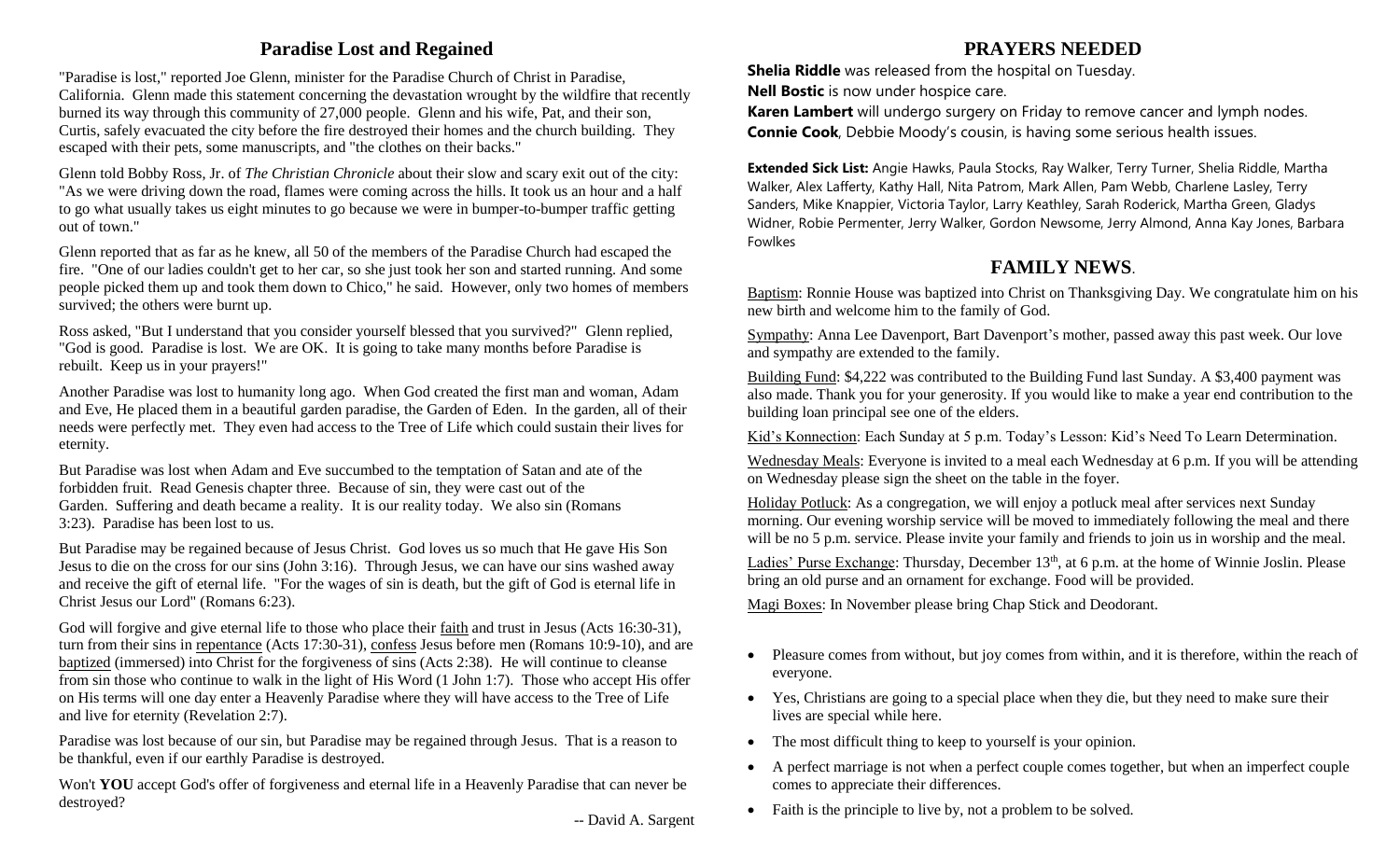## Paradise Lost and Regained

"Paradise is lost," reported Joe Glenn, minister for the Paradise Church of Christ in Paradise, California. Glenn made this statement concerning the devastation wrought by the wildfire that recently burned its way through this community of 27,000 people. Glenn and his wife, Pat, and their son, Curtis, safely evacuated the city before the fire destroyed their homes and the church building. They escaped with their pets, some manuscripts, and "the clothes on their backs."

Glenn told Bobby Ross, Jr. of *The Christian Chronicle* about their slow and scary exit out of the city: "As we were driving down the road, flames were coming across the hills. It took us an hour and a half to go what usually takes us eight minutes to go because we were in bumper-to-bumper traffic getting out of town."

Glenn reported that as far as he knew, all 50 of the members of the Paradise Church had escaped the fire. "One of our ladies couldn't get to her car, so she just took her son and started running. And some people picked them up and took them down to Chico," he said. However, only two homes of members survived; the others were burnt up.

Ross asked, "But I understand that you consider yourself blessed that you survived?" Glenn replied, "God is good. Paradise is lost. We are OK. It is going to take many months before Paradise is rebuilt. Keep us in your prayers!"

Another Paradise was lost to humanity long ago. When God created the first man and woman, Adam and Eve, He placed them in a beautiful garden paradise, the Garden of Eden. In the garden, all of their needs were perfectly met. They even had access to the Tree of Life which could sustain their lives for eternity.

But Paradise was lost when Adam and Eve succumbed to the temptation of Satan and ate of the forbidden fruit. Read Genesis chapter three. Because of sin, they were cast out of the Garden. Suffering and death became a reality. It is our reality today. We also sin (Romans 3:23). Paradise has been lost to us.

But Paradise may be regained because of Jesus Christ. God loves us so much that He gave His Son Jesus to die on the cross for our sins (John 3:16). Through Jesus, we can have our sins washed away and receive the gift of eternal life. "For the wages of sin is death, but the gift of God is eternal life in Christ Jesus our Lord" (Romans 6:23).

God will forgive and give eternal life to those who place their faith and trust in Jesus (Acts 16:30-31), turn from their sins in repentance (Acts 17:30-31), confess Jesus before men (Romans 10:9-10), and are baptized (immersed) into Christ for the forgiveness of sins (Acts 2:38). He will continue to cleanse from sin those who continue to walk in the light of His Word (1 John 1:7). Those who accept His offer on His terms will one day enter a Heavenly Paradise where they will have access to the Tree of Life and live for eternity (Revelation 2:7).

Paradise was lost because of our sin, but Paradise may be regained through Jesus. That is a reason to be thankful, even if our earthly Paradise is destroyed.

Won't **YOU** accept God's offer of forgiveness and eternal life in a Heavenly Paradise that can never be destroyed?

-- David A. Sargent

## PRAYERS NEEDED

**Shelia Riddle** was released from the hospital on Tuesday.
**Nell Bostic** is now under hospice care.
**Karen Lambert** will undergo surgery on Friday to remove cancer and lymph nodes.
**Connie Cook**, Debbie Moody's cousin, is having some serious health issues.

**Extended Sick List:** Angie Hawks, Paula Stocks, Ray Walker, Terry Turner, Shelia Riddle, Martha Walker, Alex Lafferty, Kathy Hall, Nita Patrom, Mark Allen, Pam Webb, Charlene Lasley, Terry Sanders, Mike Knappier, Victoria Taylor, Larry Keathley, Sarah Roderick, Martha Green, Gladys Widner, Robie Permenter, Jerry Walker, Gordon Newsome, Jerry Almond, Anna Kay Jones, Barbara Fowlkes

## FAMILY NEWS.

Baptism: Ronnie House was baptized into Christ on Thanksgiving Day. We congratulate him on his new birth and welcome him to the family of God.

Sympathy: Anna Lee Davenport, Bart Davenport's mother, passed away this past week. Our love and sympathy are extended to the family.

Building Fund: $4,222 was contributed to the Building Fund last Sunday. A $3,400 payment was also made. Thank you for your generosity. If you would like to make a year end contribution to the building loan principal see one of the elders.

Kid's Konnection: Each Sunday at 5 p.m. Today's Lesson: Kid's Need To Learn Determination.

Wednesday Meals: Everyone is invited to a meal each Wednesday at 6 p.m. If you will be attending on Wednesday please sign the sheet on the table in the foyer.

Holiday Potluck: As a congregation, we will enjoy a potluck meal after services next Sunday morning. Our evening worship service will be moved to immediately following the meal and there will be no 5 p.m. service. Please invite your family and friends to join us in worship and the meal.

Ladies' Purse Exchange: Thursday, December 13th, at 6 p.m. at the home of Winnie Joslin. Please bring an old purse and an ornament for exchange. Food will be provided.

Magi Boxes: In November please bring Chap Stick and Deodorant.

- Pleasure comes from without, but joy comes from within, and it is therefore, within the reach of everyone.
- Yes, Christians are going to a special place when they die, but they need to make sure their lives are special while here.
- The most difficult thing to keep to yourself is your opinion.
- A perfect marriage is not when a perfect couple comes together, but when an imperfect couple comes to appreciate their differences.
- Faith is the principle to live by, not a problem to be solved.